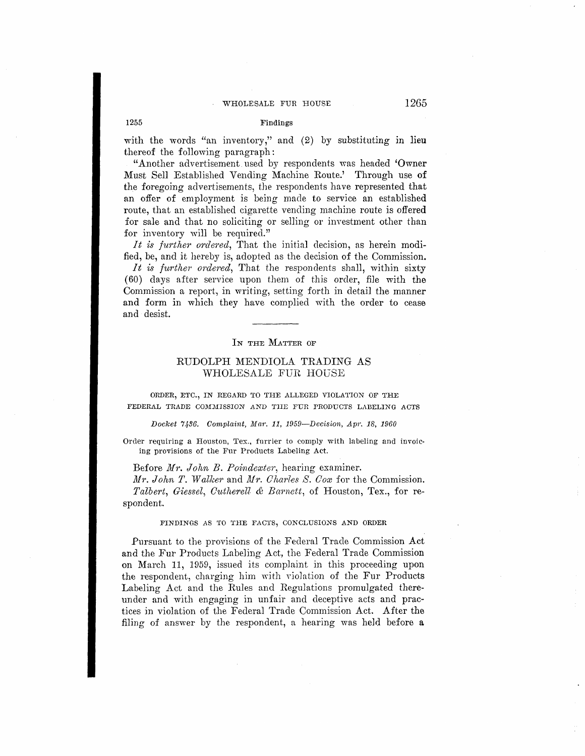with the words "an inventory," and (2) by substituting in lieu thereof the following paragraph:

"Another advertisement used by respondents was headed 'Owner Must Sell Established Vending Machine Route.' Through use of the foregoing advertisements, the respondents have represented that an offer of employment is being made to service an established route, that an established cigarette vending machine route is offered for sale and that no soliciting or selling or investment other than for inventory will be required."

*It is further ordered*, That the initial decision, as herein modified, be, and it hereby is, adopted as the decision of the Commission.

*It is further ordered*, That the respondents shall, within sixty (60) days after service upon them of this order, file with the Commission a report, in writing, setting forth in detail the manner and form in which they have complied with the order to cease and desist.

---

IN THE MATTER OF

## RUDOLPH MENDIOLA TRADING AS WHOLESALE FUR HOUSE

ORDER, ETC., IN REGARD TO THE ALLEGED VIOLATION OF THE FEDERAL TRADE COMMISSION AND THE FUR PRODUCTS LABELING ACTS

*Docket 7436. Complaint, Mar. 11, 1959—Decision, Apr. 18, 1960*

Order requiring a Houston, Tex., furrier to comply with labeling and invoicing provisions of the Fur Products Labeling Act.

Before *Mr. John B. Poindexter*, hearing examiner.

*Mr. John T. Walker* and *Mr. Charles S. Cox* for the Commission.

*Talbert, Giessel, Cutherell & Barnett*, of Houston, Tex., for respondent.

FINDINGS AS TO THE FACTS, CONCLUSIONS AND ORDER

Pursuant to the provisions of the Federal Trade Commission Act and the Fur Products Labeling Act, the Federal Trade Commission on March 11, 1959, issued its complaint in this proceeding upon the respondent, charging him with violation of the Fur Products Labeling Act and the Rules and Regulations promulgated thereunder and with engaging in unfair and deceptive acts and practices in violation of the Federal Trade Commission Act. After the filing of answer by the respondent, a hearing was held before a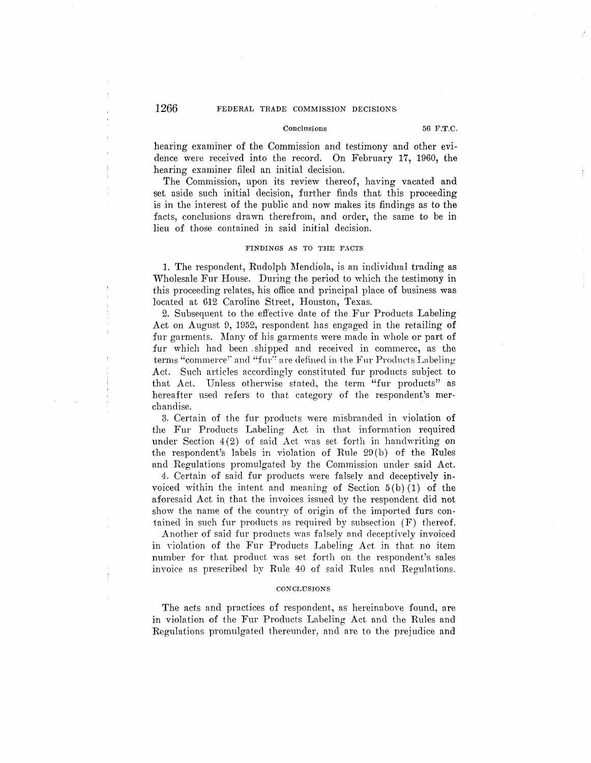hearing examiner of the Commission and testimony and other evidence were received into the record. On February 17, 1960, the hearing examiner filed an initial decision.

The Commission, upon its review thereof, having vacated and set aside such initial decision, further finds that this proceeding is in the interest of the public and now makes its findings as to the facts, conclusions drawn therefrom, and order, the same to be in lieu of those contained in said initial decision.

## FINDINGS AS TO THE FACTS

1. The respondent, Rudolph Mendiola, is an individual trading as Wholesale Fur House. During the period to which the testimony in this proceeding relates, his office and principal place of business was located at 612 Caroline Street, Houston, Texas.

2. Subsequent to the effective date of the Fur Products Labeling Act on August 9, 1952, respondent has engaged in the retailing of fur garments. Many of his garments were made in whole or part of fur which had been shipped and received in commerce, as the terms "commerce" and "fur" are defined in the Fur Products Labeling Act. Such articles accordingly constituted fur products subject to that Act. Unless otherwise stated, the term "fur products" as hereafter used refers to that category of the respondent's merchandise.

3. Certain of the fur products were misbranded in violation of the Fur Products Labeling Act in that information required under Section 4(2) of said Act was set forth in handwriting on the respondent's labels in violation of Rule 29(b) of the Rules and Regulations promulgated by the Commission under said Act.

4. Certain of said fur products were falsely and deceptively invoiced within the intent and meaning of Section 5(b)(1) of the aforesaid Act in that the invoices issued by the respondent did not show the name of the country of origin of the imported furs contained in such fur products as required by subsection (F) thereof.

Another of said fur products was falsely and deceptively invoiced in violation of the Fur Products Labeling Act in that no item number for that product was set forth on the respondent's sales invoice as prescribed by Rule 40 of said Rules and Regulations.

## CONCLUSIONS

The acts and practices of respondent, as hereinabove found, are in violation of the Fur Products Labeling Act and the Rules and Regulations promulgated thereunder, and are to the prejudice and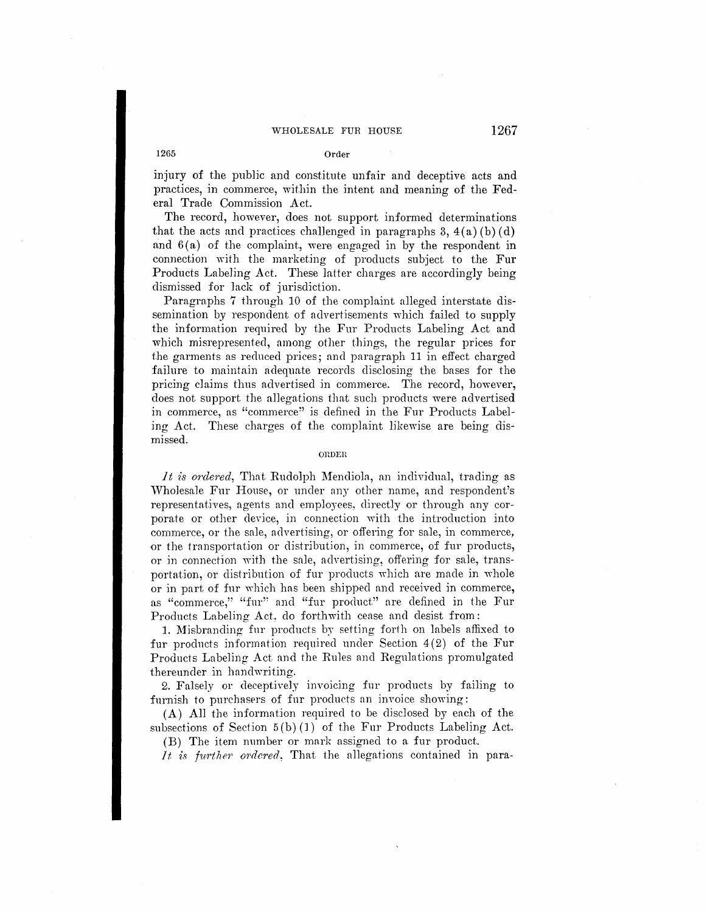injury of the public and constitute unfair and deceptive acts and practices, in commerce, within the intent and meaning of the Federal Trade Commission Act.

The record, however, does not support informed determinations that the acts and practices challenged in paragraphs 3, 4(a)(b)(d) and 6(a) of the complaint, were engaged in by the respondent in connection with the marketing of products subject to the Fur Products Labeling Act. These latter charges are accordingly being dismissed for lack of jurisdiction.

Paragraphs 7 through 10 of the complaint alleged interstate dissemination by respondent of advertisements which failed to supply the information required by the Fur Products Labeling Act and which misrepresented, among other things, the regular prices for the garments as reduced prices; and paragraph 11 in effect charged failure to maintain adequate records disclosing the bases for the pricing claims thus advertised in commerce. The record, however, does not support the allegations that such products were advertised in commerce, as "commerce" is defined in the Fur Products Labeling Act. These charges of the complaint likewise are being dismissed.

## ORDER

*It is ordered*, That Rudolph Mendiola, an individual, trading as Wholesale Fur House, or under any other name, and respondent's representatives, agents and employees, directly or through any corporate or other device, in connection with the introduction into commerce, or the sale, advertising, or offering for sale, in commerce, or the transportation or distribution, in commerce, of fur products, or in connection with the sale, advertising, offering for sale, transportation, or distribution of fur products which are made in whole or in part of fur which has been shipped and received in commerce, as "commerce," "fur" and "fur product" are defined in the Fur Products Labeling Act, do forthwith cease and desist from:

1. Misbranding fur products by setting forth on labels affixed to fur products information required under Section 4(2) of the Fur Products Labeling Act and the Rules and Regulations promulgated thereunder in handwriting.

2. Falsely or deceptively invoicing fur products by failing to furnish to purchasers of fur products an invoice showing:

(A) All the information required to be disclosed by each of the subsections of Section 5(b)(1) of the Fur Products Labeling Act.

(B) The item number or mark assigned to a fur product.

*It is further ordered*, That the allegations contained in para-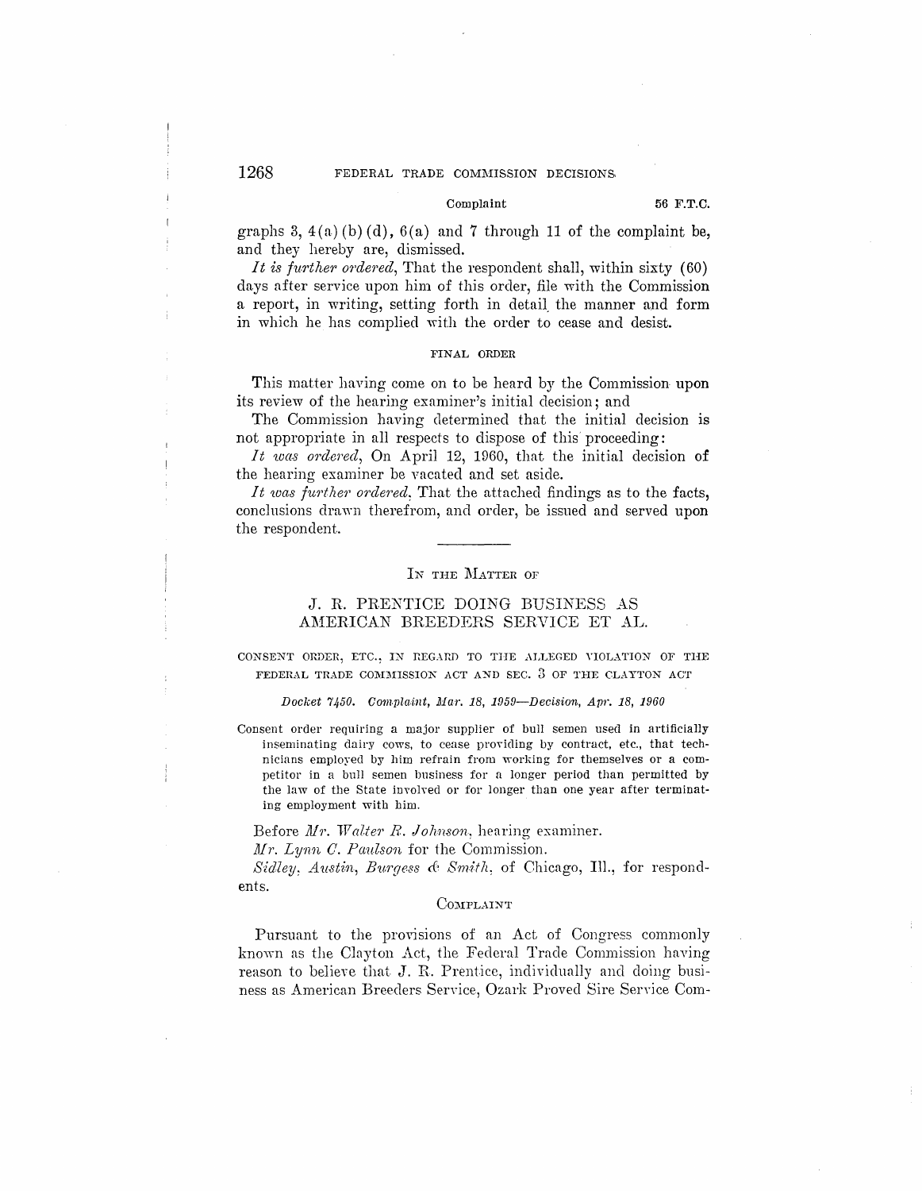graphs 3, 4(a)(b)(d), 6(a) and 7 through 11 of the complaint be, and they hereby are, dismissed.

*It is further ordered*, That the respondent shall, within sixty (60) days after service upon him of this order, file with the Commission a report, in writing, setting forth in detail the manner and form in which he has complied with the order to cease and desist.

### FINAL ORDER

This matter having come on to be heard by the Commission upon its review of the hearing examiner's initial decision; and

The Commission having determined that the initial decision is not appropriate in all respects to dispose of this proceeding:

*It was ordered*, On April 12, 1960, that the initial decision of the hearing examiner be vacated and set aside.

*It was further ordered*, That the attached findings as to the facts, conclusions drawn therefrom, and order, be issued and served upon the respondent.

---

## IN THE MATTER OF

## J. R. PRENTICE DOING BUSINESS AS AMERICAN BREEDERS SERVICE ET AL.

CONSENT ORDER, ETC., IN REGARD TO THE ALLEGED VIOLATION OF THE FEDERAL TRADE COMMISSION ACT AND SEC. 3 OF THE CLAYTON ACT

*Docket 7450. Complaint, Mar. 18, 1959—Decision, Apr. 18, 1960*

Consent order requiring a major supplier of bull semen used in artificially inseminating dairy cows, to cease providing by contract, etc., that technicians employed by him refrain from working for themselves or a competitor in a bull semen business for a longer period than permitted by the law of the State involved or for longer than one year after terminating employment with him.

Before *Mr. Walter R. Johnson*, hearing examiner.

*Mr. Lynn C. Paulson* for the Commission.

*Sidley, Austin, Burgess & Smith*, of Chicago, Ill., for respondents.

### COMPLAINT

Pursuant to the provisions of an Act of Congress commonly known as the Clayton Act, the Federal Trade Commission having reason to believe that J. R. Prentice, individually and doing business as American Breeders Service, Ozark Proved Sire Service Com-